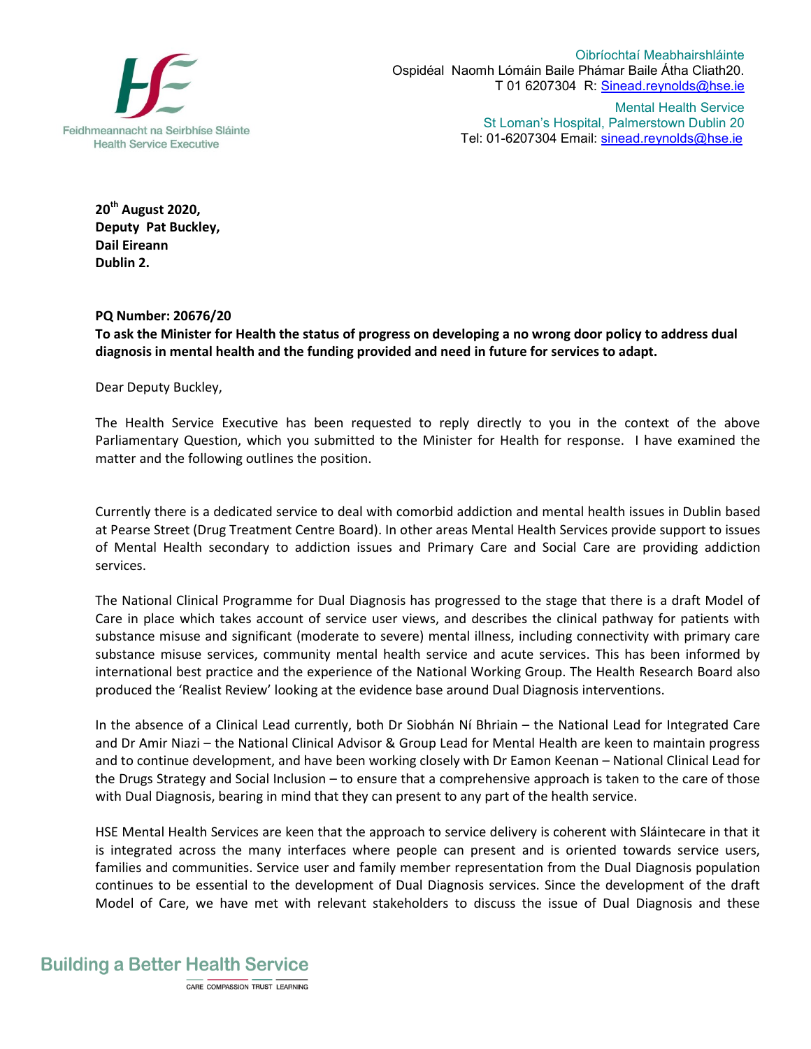Feidhmeannacht na Seirbhíse Sláinte
Health Service Executive

Oibríochtaí Meabhairshláinte
Ospidéal Naomh Lómáin Baile Phámar Baile Átha Cliath20.
T 01 6207304 R: Sinead.reynolds@hse.ie

Mental Health Service
St Loman's Hospital, Palmerstown Dublin 20
Tel: 01-6207304 Email: sinead.reynolds@hse.ie

**20th August 2020,**
**Deputy Pat Buckley,**
**Dail Eireann**
**Dublin 2.**

**PQ Number: 20676/20**
**To ask the Minister for Health the status of progress on developing a no wrong door policy to address dual diagnosis in mental health and the funding provided and need in future for services to adapt.**

Dear Deputy Buckley,

The Health Service Executive has been requested to reply directly to you in the context of the above Parliamentary Question, which you submitted to the Minister for Health for response. I have examined the matter and the following outlines the position.

Currently there is a dedicated service to deal with comorbid addiction and mental health issues in Dublin based at Pearse Street (Drug Treatment Centre Board). In other areas Mental Health Services provide support to issues of Mental Health secondary to addiction issues and Primary Care and Social Care are providing addiction services.

The National Clinical Programme for Dual Diagnosis has progressed to the stage that there is a draft Model of Care in place which takes account of service user views, and describes the clinical pathway for patients with substance misuse and significant (moderate to severe) mental illness, including connectivity with primary care substance misuse services, community mental health service and acute services. This has been informed by international best practice and the experience of the National Working Group. The Health Research Board also produced the 'Realist Review' looking at the evidence base around Dual Diagnosis interventions.

In the absence of a Clinical Lead currently, both Dr Siobhán Ní Bhriain – the National Lead for Integrated Care and Dr Amir Niazi – the National Clinical Advisor & Group Lead for Mental Health are keen to maintain progress and to continue development, and have been working closely with Dr Eamon Keenan – National Clinical Lead for the Drugs Strategy and Social Inclusion – to ensure that a comprehensive approach is taken to the care of those with Dual Diagnosis, bearing in mind that they can present to any part of the health service.

HSE Mental Health Services are keen that the approach to service delivery is coherent with Sláintecare in that it is integrated across the many interfaces where people can present and is oriented towards service users, families and communities. Service user and family member representation from the Dual Diagnosis population continues to be essential to the development of Dual Diagnosis services. Since the development of the draft Model of Care, we have met with relevant stakeholders to discuss the issue of Dual Diagnosis and these

Building a Better Health Service
CARE COMPASSION TRUST LEARNING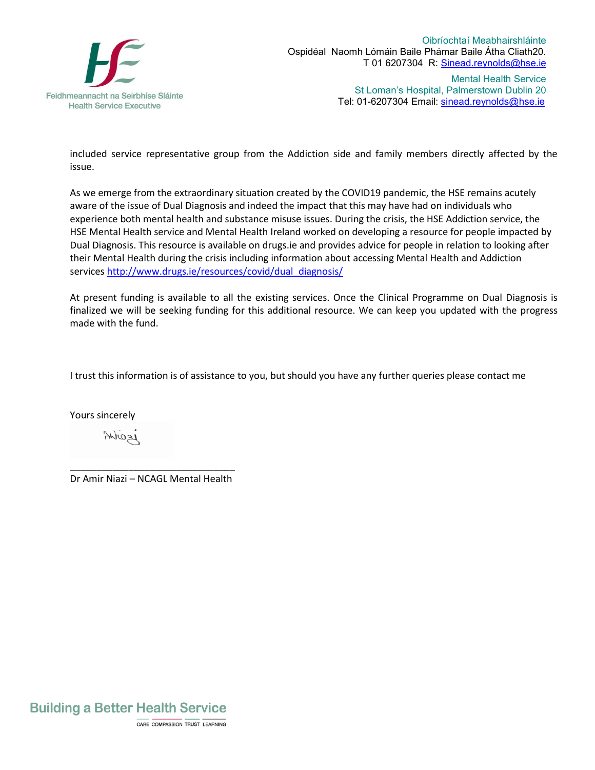included service representative group from the Addiction side and family members directly affected by the issue.

As we emerge from the extraordinary situation created by the COVID19 pandemic, the HSE remains acutely aware of the issue of Dual Diagnosis and indeed the impact that this may have had on individuals who experience both mental health and substance misuse issues. During the crisis, the HSE Addiction service, the HSE Mental Health service and Mental Health Ireland worked on developing a resource for people impacted by Dual Diagnosis. This resource is available on drugs.ie and provides advice for people in relation to looking after their Mental Health during the crisis including information about accessing Mental Health and Addiction services http://www.drugs.ie/resources/covid/dual_diagnosis/

At present funding is available to all the existing services. Once the Clinical Programme on Dual Diagnosis is finalized we will be seeking funding for this additional resource. We can keep you updated with the progress made with the fund.

I trust this information is of assistance to you, but should you have any further queries please contact me

Yours sincerely

ANiazi

_______________________________

Dr Amir Niazi – NCAGL Mental Health